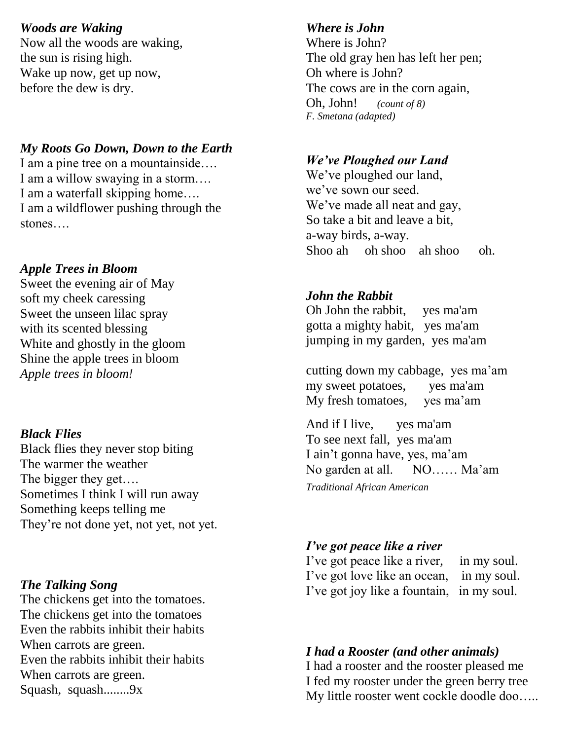***Woods are Waking***

Now all the woods are waking,
the sun is rising high.
Wake up now, get up now,
before the dew is dry.

***My Roots Go Down, Down to the Earth***

I am a pine tree on a mountainside….
I am a willow swaying in a storm….
I am a waterfall skipping home….
I am a wildflower pushing through the stones….

***Apple Trees in Bloom***

Sweet the evening air of May
soft my cheek caressing
Sweet the unseen lilac spray
with its scented blessing
White and ghostly in the gloom
Shine the apple trees in bloom
*Apple trees in bloom!*

***Black Flies***

Black flies they never stop biting
The warmer the weather
The bigger they get….
Sometimes I think I will run away
Something keeps telling me
They're not done yet, not yet, not yet.

***The Talking Song***

The chickens get into the tomatoes.
The chickens get into the tomatoes
Even the rabbits inhibit their habits
When carrots are green.
Even the rabbits inhibit their habits
When carrots are green.
Squash, squash........9x

***Where is John***

Where is John?
The old gray hen has left her pen;
Oh where is John?
The cows are in the corn again,
Oh, John! *(count of 8)*
*F. Smetana (adapted)*

***We've Ploughed our Land***

We've ploughed our land,
we've sown our seed.
We've made all neat and gay,
So take a bit and leave a bit,
a-way birds, a-way.
Shoo ah oh shoo ah shoo oh.

***John the Rabbit***

Oh John the rabbit, yes ma'am
gotta a mighty habit, yes ma'am
jumping in my garden, yes ma'am

cutting down my cabbage, yes ma'am
my sweet potatoes, yes ma'am
My fresh tomatoes, yes ma'am

And if I live, yes ma'am
To see next fall, yes ma'am
I ain't gonna have, yes, ma'am
No garden at all. NO…… Ma'am
*Traditional African American*

***I've got peace like a river***

I've got peace like a river, in my soul.
I've got love like an ocean, in my soul.
I've got joy like a fountain, in my soul.

***I had a Rooster (and other animals)***

I had a rooster and the rooster pleased me
I fed my rooster under the green berry tree
My little rooster went cockle doodle doo…..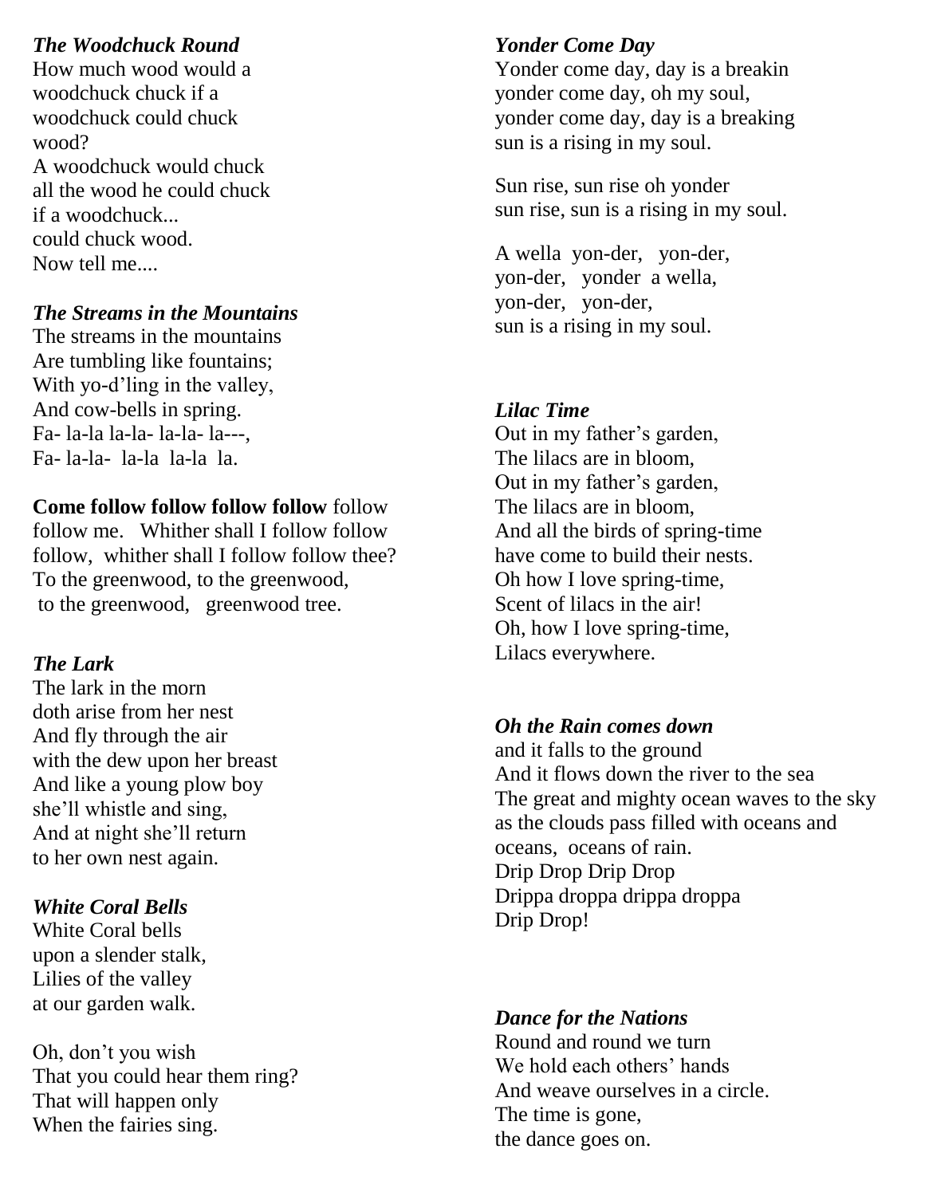***The Woodchuck Round***

How much wood would a
woodchuck chuck if a
woodchuck could chuck
wood?
A woodchuck would chuck
all the wood he could chuck
if a woodchuck...
could chuck wood.
Now tell me....

***The Streams in the Mountains***

The streams in the mountains
Are tumbling like fountains;
With yo-d'ling in the valley,
And cow-bells in spring.
Fa- la-la la-la- la-la- la---,
Fa- la-la- la-la la-la la.

**Come follow follow follow follow** follow follow me. Whither shall I follow follow follow, whither shall I follow follow thee?
To the greenwood, to the greenwood,
to the greenwood, greenwood tree.

***The Lark***

The lark in the morn
doth arise from her nest
And fly through the air
with the dew upon her breast
And like a young plow boy
she'll whistle and sing,
And at night she'll return
to her own nest again.

***White Coral Bells***

White Coral bells
upon a slender stalk,
Lilies of the valley
at our garden walk.

Oh, don't you wish
That you could hear them ring?
That will happen only
When the fairies sing.

***Yonder Come Day***

Yonder come day, day is a breakin
yonder come day, oh my soul,
yonder come day, day is a breaking
sun is a rising in my soul.

Sun rise, sun rise oh yonder
sun rise, sun is a rising in my soul.

A wella yon-der, yon-der,
yon-der, yonder a wella,
yon-der, yon-der,
sun is a rising in my soul.

***Lilac Time***

Out in my father's garden,
The lilacs are in bloom,
Out in my father's garden,
The lilacs are in bloom,
And all the birds of spring-time
have come to build their nests.
Oh how I love spring-time,
Scent of lilacs in the air!
Oh, how I love spring-time,
Lilacs everywhere.

***Oh the Rain comes down***

and it falls to the ground
And it flows down the river to the sea
The great and mighty ocean waves to the sky
as the clouds pass filled with oceans and
oceans, oceans of rain.
Drip Drop Drip Drop
Drippa droppa drippa droppa
Drip Drop!

***Dance for the Nations***

Round and round we turn
We hold each others' hands
And weave ourselves in a circle.
The time is gone,
the dance goes on.